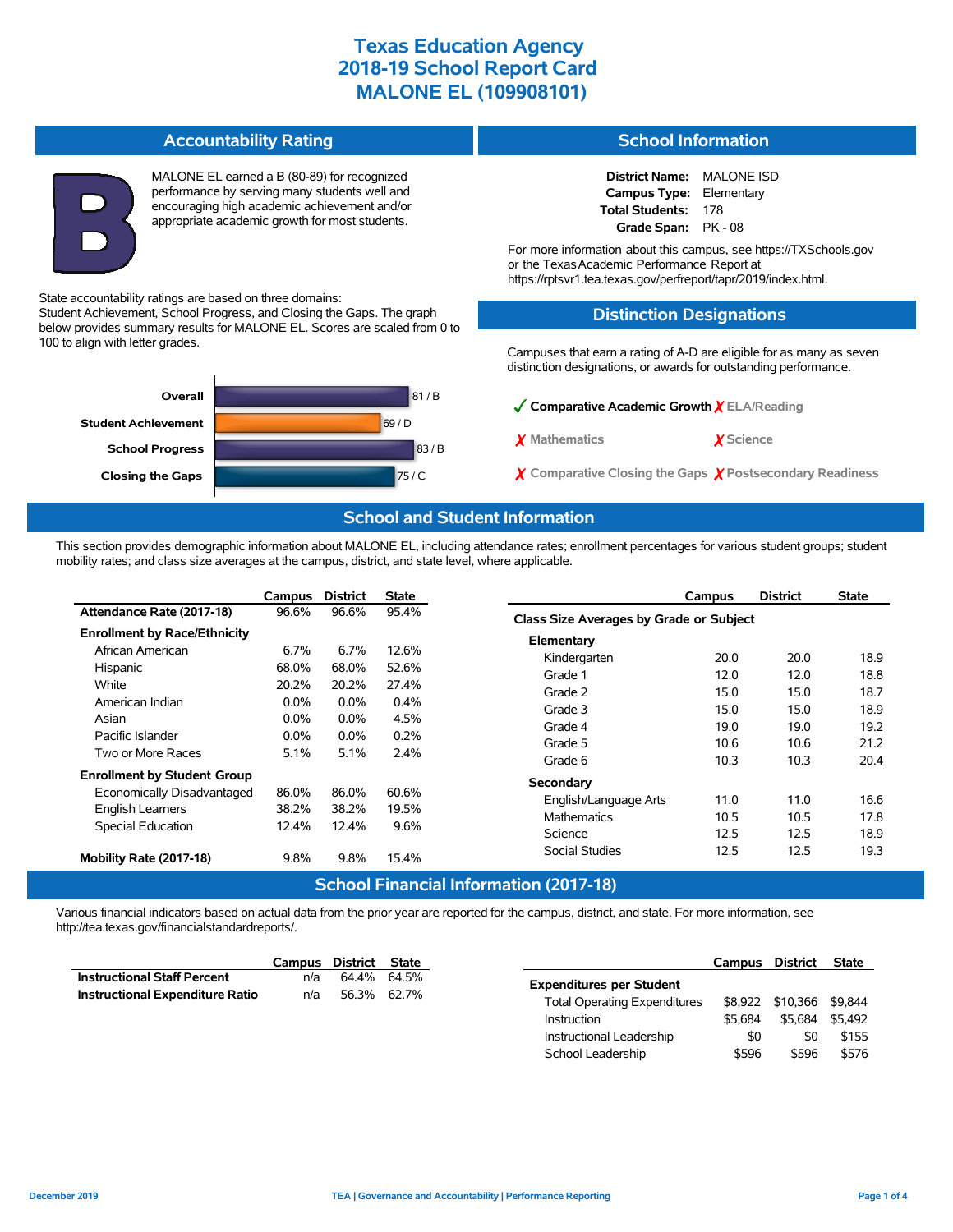# Texas Education Agency
# 2018-19 School Report Card
# MALONE EL (109908101)

## Accountability Rating

**B**

MALONE EL earned a B (80-89) for recognized performance by serving many students well and encouraging high academic achievement and/or appropriate academic growth for most students.

State accountability ratings are based on three domains: Student Achievement, School Progress, and Closing the Gaps. The graph below provides summary results for MALONE EL. Scores are scaled from 0 to 100 to align with letter grades.

| Domain | Score |
|---|---|
| Overall | 81 / B |
| Student Achievement | 69 / D |
| School Progress | 83 / B |
| Closing the Gaps | 75 / C |

## School Information

**District Name:** MALONE ISD
**Campus Type:** Elementary
**Total Students:** 178
**Grade Span:** PK - 08

For more information about this campus, see https://TXSchools.gov or the Texas Academic Performance Report at https://rptsvr1.tea.texas.gov/perfreport/tapr/2019/index.html.

## Distinction Designations

Campuses that earn a rating of A-D are eligible for as many as seven distinction designations, or awards for outstanding performance.

- ✓ Comparative Academic Growth
- ✗ ELA/Reading
- ✗ Mathematics
- ✗ Science
- ✗ Comparative Closing the Gaps
- ✗ Postsecondary Readiness

## School and Student Information

This section provides demographic information about MALONE EL, including attendance rates; enrollment percentages for various student groups; student mobility rates; and class size averages at the campus, district, and state level, where applicable.

| | Campus | District | State |
|---|---|---|---|
| **Attendance Rate (2017-18)** | 96.6% | 96.6% | 95.4% |
| **Enrollment by Race/Ethnicity** | | | |
| African American | 6.7% | 6.7% | 12.6% |
| Hispanic | 68.0% | 68.0% | 52.6% |
| White | 20.2% | 20.2% | 27.4% |
| American Indian | 0.0% | 0.0% | 0.4% |
| Asian | 0.0% | 0.0% | 4.5% |
| Pacific Islander | 0.0% | 0.0% | 0.2% |
| Two or More Races | 5.1% | 5.1% | 2.4% |
| **Enrollment by Student Group** | | | |
| Economically Disadvantaged | 86.0% | 86.0% | 60.6% |
| English Learners | 38.2% | 38.2% | 19.5% |
| Special Education | 12.4% | 12.4% | 9.6% |
| **Mobility Rate (2017-18)** | 9.8% | 9.8% | 15.4% |

| | Campus | District | State |
|---|---|---|---|
| **Class Size Averages by Grade or Subject** | | | |
| **Elementary** | | | |
| Kindergarten | 20.0 | 20.0 | 18.9 |
| Grade 1 | 12.0 | 12.0 | 18.8 |
| Grade 2 | 15.0 | 15.0 | 18.7 |
| Grade 3 | 15.0 | 15.0 | 18.9 |
| Grade 4 | 19.0 | 19.0 | 19.2 |
| Grade 5 | 10.6 | 10.6 | 21.2 |
| Grade 6 | 10.3 | 10.3 | 20.4 |
| **Secondary** | | | |
| English/Language Arts | 11.0 | 11.0 | 16.6 |
| Mathematics | 10.5 | 10.5 | 17.8 |
| Science | 12.5 | 12.5 | 18.9 |
| Social Studies | 12.5 | 12.5 | 19.3 |

## School Financial Information (2017-18)

Various financial indicators based on actual data from the prior year are reported for the campus, district, and state. For more information, see http://tea.texas.gov/financialstandardreports/.

| | Campus | District | State |
|---|---|---|---|
| **Instructional Staff Percent** | n/a | 64.4% | 64.5% |
| **Instructional Expenditure Ratio** | n/a | 56.3% | 62.7% |

| | Campus | District | State |
|---|---|---|---|
| **Expenditures per Student** | | | |
| Total Operating Expenditures | $8,922 | $10,366 | $9,844 |
| Instruction | $5,684 | $5,684 | $5,492 |
| Instructional Leadership | $0 | $0 | $155 |
| School Leadership | $596 | $596 | $576 |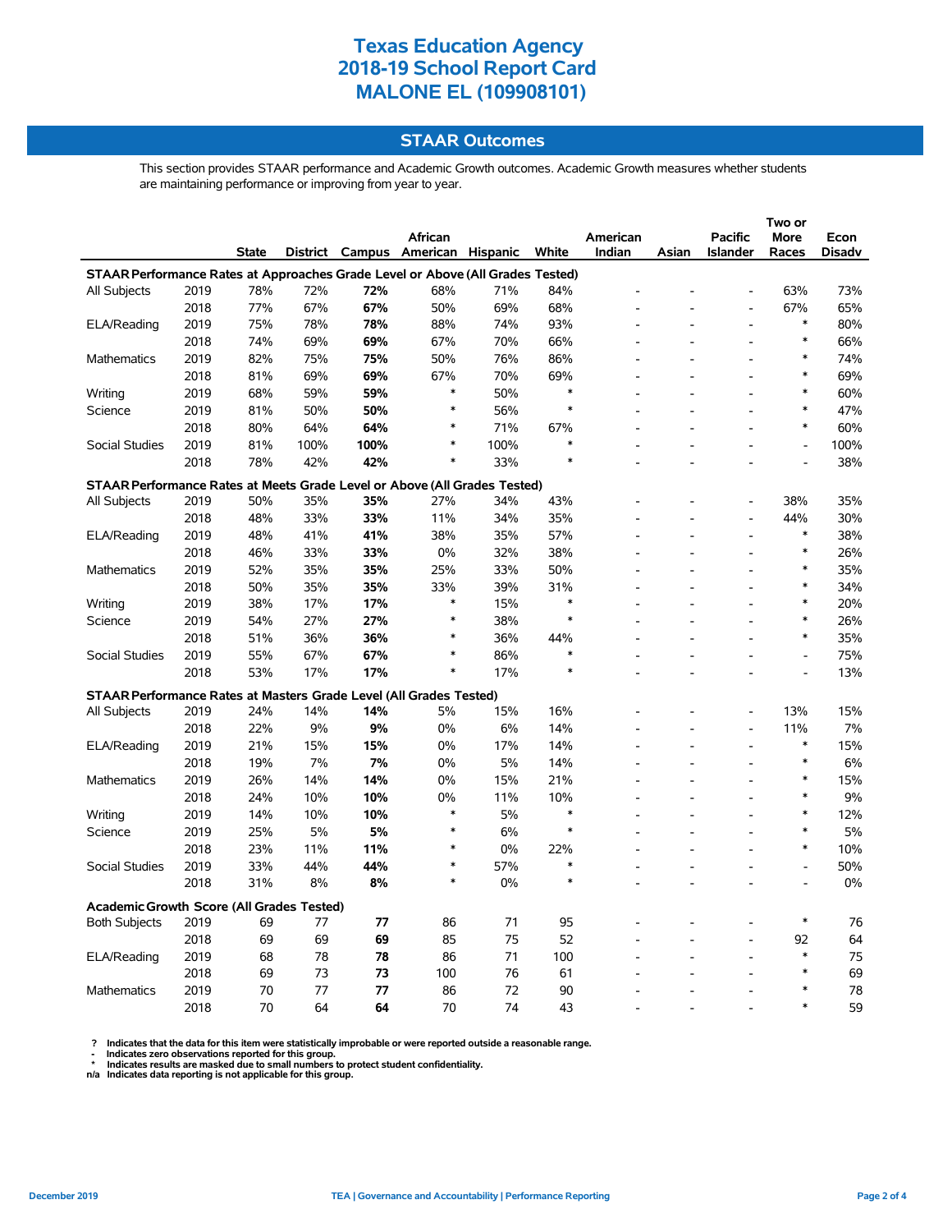# Texas Education Agency
# 2018-19 School Report Card
# MALONE EL (109908101)

## STAAR Outcomes

This section provides STAAR performance and Academic Growth outcomes. Academic Growth measures whether students are maintaining performance or improving from year to year.

| | | State | District | Campus | African American | Hispanic | White | American Indian | Asian | Pacific Islander | Two or More Races | Econ Disadv |
|---|---|---|---|---|---|---|---|---|---|---|---|---|
| **STAAR Performance Rates at Approaches Grade Level or Above (All Grades Tested)** | | | | | | | | | | | | |
| All Subjects | 2019 | 78% | 72% | **72%** | 68% | 71% | 84% | - | - | - | 63% | 73% |
| | 2018 | 77% | 67% | **67%** | 50% | 69% | 68% | - | - | - | 67% | 65% |
| ELA/Reading | 2019 | 75% | 78% | **78%** | 88% | 74% | 93% | - | - | - | * | 80% |
| | 2018 | 74% | 69% | **69%** | 67% | 70% | 66% | - | - | - | * | 66% |
| Mathematics | 2019 | 82% | 75% | **75%** | 50% | 76% | 86% | - | - | - | * | 74% |
| | 2018 | 81% | 69% | **69%** | 67% | 70% | 69% | - | - | - | * | 69% |
| Writing | 2019 | 68% | 59% | **59%** | * | 50% | * | - | - | - | * | 60% |
| Science | 2019 | 81% | 50% | **50%** | * | 56% | * | - | - | - | * | 47% |
| | 2018 | 80% | 64% | **64%** | * | 71% | 67% | - | - | - | * | 60% |
| Social Studies | 2019 | 81% | 100% | **100%** | * | 100% | * | - | - | - | - | 100% |
| | 2018 | 78% | 42% | **42%** | * | 33% | * | - | - | - | - | 38% |
| **STAAR Performance Rates at Meets Grade Level or Above (All Grades Tested)** | | | | | | | | | | | | |
| All Subjects | 2019 | 50% | 35% | **35%** | 27% | 34% | 43% | - | - | - | 38% | 35% |
| | 2018 | 48% | 33% | **33%** | 11% | 34% | 35% | - | - | - | 44% | 30% |
| ELA/Reading | 2019 | 48% | 41% | **41%** | 38% | 35% | 57% | - | - | - | * | 38% |
| | 2018 | 46% | 33% | **33%** | 0% | 32% | 38% | - | - | - | * | 26% |
| Mathematics | 2019 | 52% | 35% | **35%** | 25% | 33% | 50% | - | - | - | * | 35% |
| | 2018 | 50% | 35% | **35%** | 33% | 39% | 31% | - | - | - | * | 34% |
| Writing | 2019 | 38% | 17% | **17%** | * | 15% | * | - | - | - | * | 20% |
| Science | 2019 | 54% | 27% | **27%** | * | 38% | * | - | - | - | * | 26% |
| | 2018 | 51% | 36% | **36%** | * | 36% | 44% | - | - | - | * | 35% |
| Social Studies | 2019 | 55% | 67% | **67%** | * | 86% | * | - | - | - | - | 75% |
| | 2018 | 53% | 17% | **17%** | * | 17% | * | - | - | - | - | 13% |
| **STAAR Performance Rates at Masters Grade Level (All Grades Tested)** | | | | | | | | | | | | |
| All Subjects | 2019 | 24% | 14% | **14%** | 5% | 15% | 16% | - | - | - | 13% | 15% |
| | 2018 | 22% | 9% | **9%** | 0% | 6% | 14% | - | - | - | 11% | 7% |
| ELA/Reading | 2019 | 21% | 15% | **15%** | 0% | 17% | 14% | - | - | - | * | 15% |
| | 2018 | 19% | 7% | **7%** | 0% | 5% | 14% | - | - | - | * | 6% |
| Mathematics | 2019 | 26% | 14% | **14%** | 0% | 15% | 21% | - | - | - | * | 15% |
| | 2018 | 24% | 10% | **10%** | 0% | 11% | 10% | - | - | - | * | 9% |
| Writing | 2019 | 14% | 10% | **10%** | * | 5% | * | - | - | - | * | 12% |
| Science | 2019 | 25% | 5% | **5%** | * | 6% | * | - | - | - | * | 5% |
| | 2018 | 23% | 11% | **11%** | * | 0% | 22% | - | - | - | * | 10% |
| Social Studies | 2019 | 33% | 44% | **44%** | * | 57% | * | - | - | - | - | 50% |
| | 2018 | 31% | 8% | **8%** | * | 0% | * | - | - | - | - | 0% |
| **Academic Growth Score (All Grades Tested)** | | | | | | | | | | | | |
| Both Subjects | 2019 | 69 | 77 | **77** | 86 | 71 | 95 | - | - | - | * | 76 |
| | 2018 | 69 | 69 | **69** | 85 | 75 | 52 | - | - | - | 92 | 64 |
| ELA/Reading | 2019 | 68 | 78 | **78** | 86 | 71 | 100 | - | - | - | * | 75 |
| | 2018 | 69 | 73 | **73** | 100 | 76 | 61 | - | - | - | * | 69 |
| Mathematics | 2019 | 70 | 77 | **77** | 86 | 72 | 90 | - | - | - | * | 78 |
| | 2018 | 70 | 64 | **64** | 70 | 74 | 43 | - | - | - | * | 59 |

**? Indicates that the data for this item were statistically improbable or were reported outside a reasonable range.**
**- Indicates zero observations reported for this group.**
**\* Indicates results are masked due to small numbers to protect student confidentiality.**
**n/a Indicates data reporting is not applicable for this group.**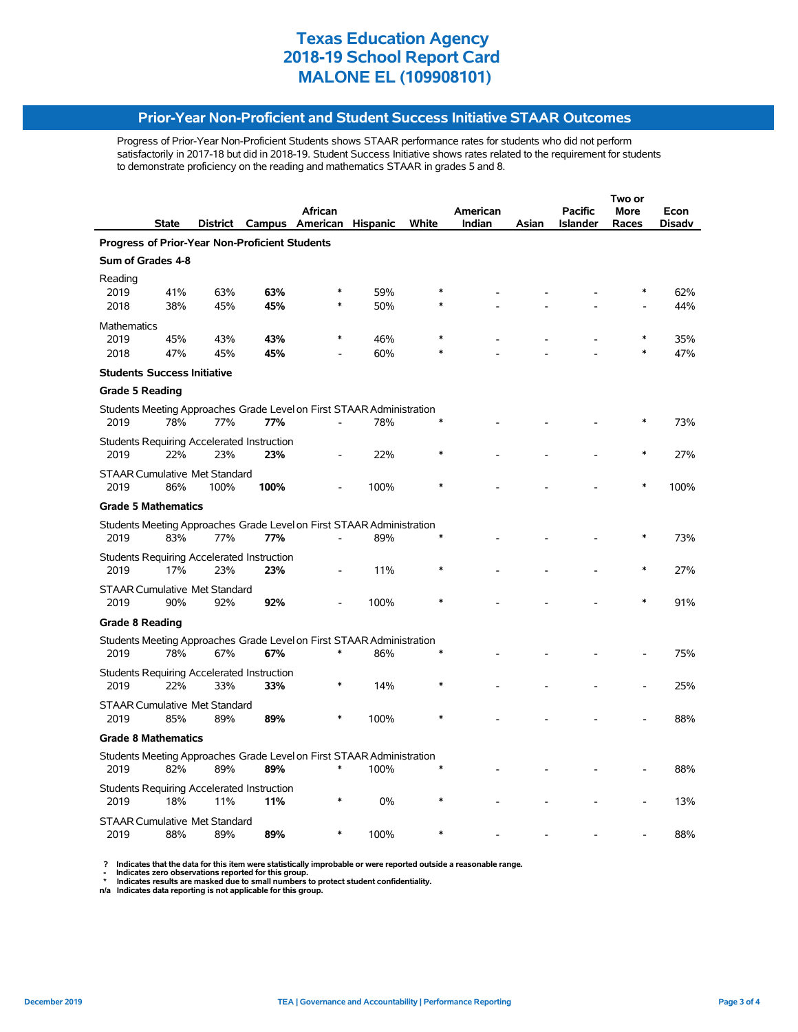# Texas Education Agency
# 2018-19 School Report Card
# MALONE EL (109908101)

## Prior-Year Non-Proficient and Student Success Initiative STAAR Outcomes

Progress of Prior-Year Non-Proficient Students shows STAAR performance rates for students who did not perform satisfactorily in 2017-18 but did in 2018-19. Student Success Initiative shows rates related to the requirement for students to demonstrate proficiency on the reading and mathematics STAAR in grades 5 and 8.

| | State | District | Campus | African American | Hispanic | White | American Indian | Asian | Pacific Islander | Two or More Races | Econ Disadv |
|---|---|---|---|---|---|---|---|---|---|---|---|
| **Progress of Prior-Year Non-Proficient Students** | | | | | | | | | | | |
| **Sum of Grades 4-8** | | | | | | | | | | | |
| Reading | | | | | | | | | | | |
| 2019 | 41% | 63% | **63%** | * | 59% | * | - | - | - | * | 62% |
| 2018 | 38% | 45% | **45%** | * | 50% | * | - | - | - | - | 44% |
| Mathematics | | | | | | | | | | | |
| 2019 | 45% | 43% | **43%** | * | 46% | * | - | - | - | * | 35% |
| 2018 | 47% | 45% | **45%** | - | 60% | * | - | - | - | * | 47% |
| **Students Success Initiative** | | | | | | | | | | | |
| **Grade 5 Reading** | | | | | | | | | | | |
| Students Meeting Approaches Grade Level on First STAAR Administration | | | | | | | | | | | |
| 2019 | 78% | 77% | **77%** | - | 78% | * | - | - | - | * | 73% |
| Students Requiring Accelerated Instruction | | | | | | | | | | | |
| 2019 | 22% | 23% | **23%** | - | 22% | * | - | - | - | * | 27% |
| STAAR Cumulative Met Standard | | | | | | | | | | | |
| 2019 | 86% | 100% | **100%** | - | 100% | * | - | - | - | * | 100% |
| **Grade 5 Mathematics** | | | | | | | | | | | |
| Students Meeting Approaches Grade Level on First STAAR Administration | | | | | | | | | | | |
| 2019 | 83% | 77% | **77%** | - | 89% | * | - | - | - | * | 73% |
| Students Requiring Accelerated Instruction | | | | | | | | | | | |
| 2019 | 17% | 23% | **23%** | - | 11% | * | - | - | - | * | 27% |
| STAAR Cumulative Met Standard | | | | | | | | | | | |
| 2019 | 90% | 92% | **92%** | - | 100% | * | - | - | - | * | 91% |
| **Grade 8 Reading** | | | | | | | | | | | |
| Students Meeting Approaches Grade Level on First STAAR Administration | | | | | | | | | | | |
| 2019 | 78% | 67% | **67%** | * | 86% | * | - | - | - | - | 75% |
| Students Requiring Accelerated Instruction | | | | | | | | | | | |
| 2019 | 22% | 33% | **33%** | * | 14% | * | - | - | - | - | 25% |
| STAAR Cumulative Met Standard | | | | | | | | | | | |
| 2019 | 85% | 89% | **89%** | * | 100% | * | - | - | - | - | 88% |
| **Grade 8 Mathematics** | | | | | | | | | | | |
| Students Meeting Approaches Grade Level on First STAAR Administration | | | | | | | | | | | |
| 2019 | 82% | 89% | **89%** | * | 100% | * | - | - | - | - | 88% |
| Students Requiring Accelerated Instruction | | | | | | | | | | | |
| 2019 | 18% | 11% | **11%** | * | 0% | * | - | - | - | - | 13% |
| STAAR Cumulative Met Standard | | | | | | | | | | | |
| 2019 | 88% | 89% | **89%** | * | 100% | * | - | - | - | - | 88% |

**?** Indicates that the data for this item were statistically improbable or were reported outside a reasonable range.
**-** Indicates zero observations reported for this group.
**\*** Indicates results are masked due to small numbers to protect student confidentiality.
**n/a** Indicates data reporting is not applicable for this group.